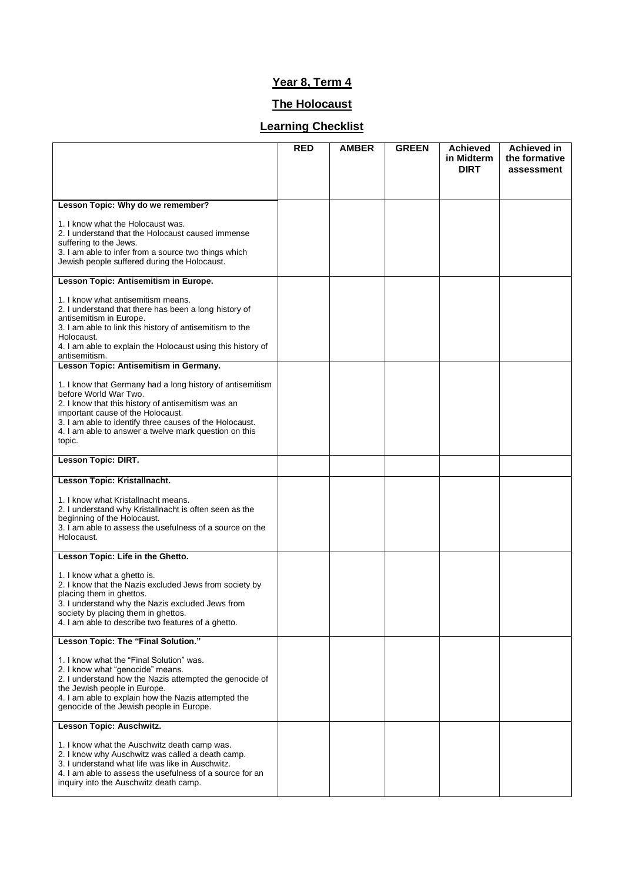# Year 8, Term 4

## The Holocaust

## Learning Checklist

| | RED | AMBER | GREEN | Achieved in Midterm DIRT | Achieved in the formative assessment |
|---|---|---|---|---|---|
| **Lesson Topic: Why do we remember?**<br><br>1. I know what the Holocaust was.<br>2. I understand that the Holocaust caused immense suffering to the Jews.<br>3. I am able to infer from a source two things which Jewish people suffered during the Holocaust. | | | | | |
| **Lesson Topic: Antisemitism in Europe.**<br><br>1. I know what antisemitism means.<br>2. I understand that there has been a long history of antisemitism in Europe.<br>3. I am able to link this history of antisemitism to the Holocaust.<br>4. I am able to explain the Holocaust using this history of antisemitism. | | | | | |
| **Lesson Topic: Antisemitism in Germany.**<br><br>1. I know that Germany had a long history of antisemitism before World War Two.<br>2. I know that this history of antisemitism was an important cause of the Holocaust.<br>3. I am able to identify three causes of the Holocaust.<br>4. I am able to answer a twelve mark question on this topic. | | | | | |
| **Lesson Topic: DIRT.** | | | | | |
| **Lesson Topic: Kristallnacht.**<br><br>1. I know what Kristallnacht means.<br>2. I understand why Kristallnacht is often seen as the beginning of the Holocaust.<br>3. I am able to assess the usefulness of a source on the Holocaust. | | | | | |
| **Lesson Topic: Life in the Ghetto.**<br><br>1. I know what a ghetto is.<br>2. I know that the Nazis excluded Jews from society by placing them in ghettos.<br>3. I understand why the Nazis excluded Jews from society by placing them in ghettos.<br>4. I am able to describe two features of a ghetto. | | | | | |
| **Lesson Topic: The "Final Solution."**<br><br>1. I know what the "Final Solution" was.<br>2. I know what "genocide" means.<br>2. I understand how the Nazis attempted the genocide of the Jewish people in Europe.<br>4. I am able to explain how the Nazis attempted the genocide of the Jewish people in Europe. | | | | | |
| **Lesson Topic: Auschwitz.**<br><br>1. I know what the Auschwitz death camp was.<br>2. I know why Auschwitz was called a death camp.<br>3. I understand what life was like in Auschwitz.<br>4. I am able to assess the usefulness of a source for an inquiry into the Auschwitz death camp. | | | | | |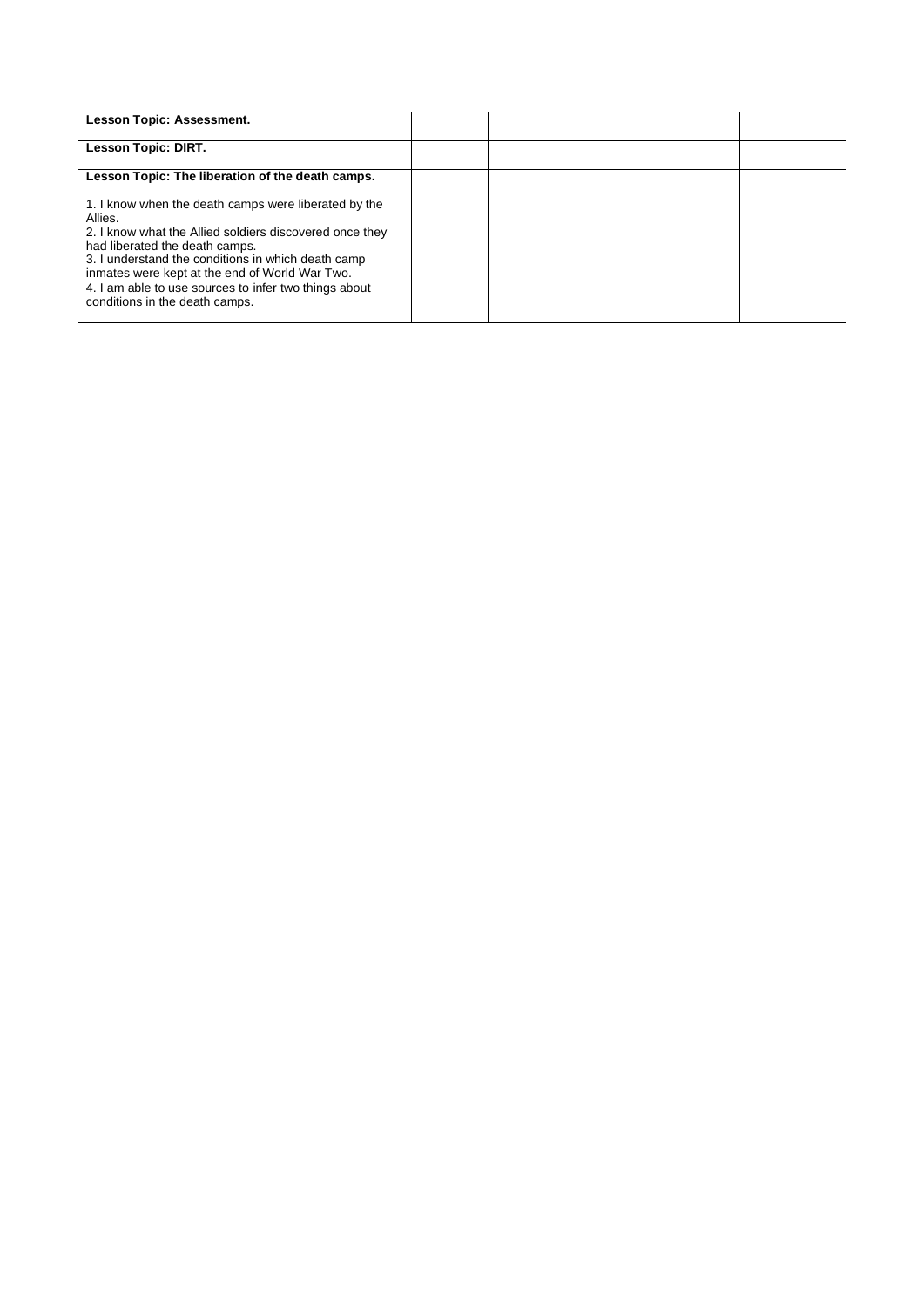| | | | | | |
|---|---|---|---|---|---|
| **Lesson Topic: Assessment.** | | | | | |
| **Lesson Topic: DIRT.** | | | | | |
| **Lesson Topic: The liberation of the death camps.**<br><br>1. I know when the death camps were liberated by the Allies.<br>2. I know what the Allied soldiers discovered once they had liberated the death camps.<br>3. I understand the conditions in which death camp inmates were kept at the end of World War Two.<br>4. I am able to use sources to infer two things about conditions in the death camps. | | | | | |